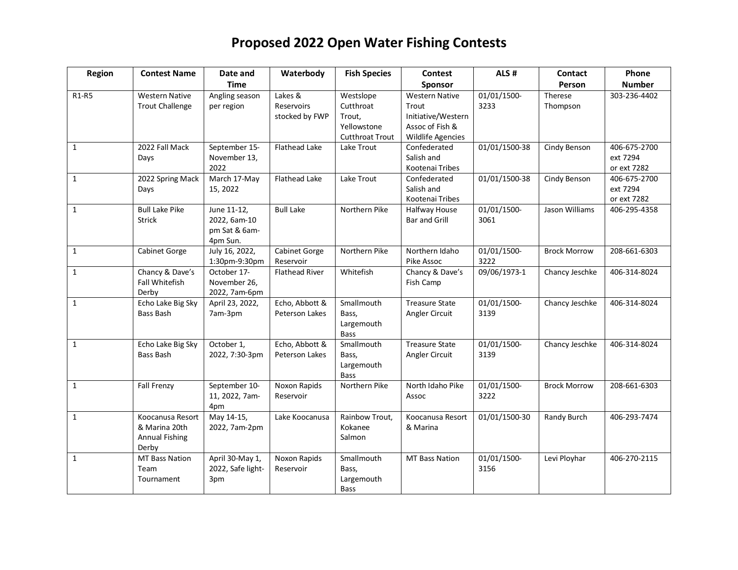# Proposed 2022 Open Water Fishing Contests

| Region | Contest Name | Date and Time | Waterbody | Fish Species | Contest Sponsor | ALS # | Contact Person | Phone Number |
|---|---|---|---|---|---|---|---|---|
| R1-R5 | Western Native Trout Challenge | Angling season per region | Lakes & Reservoirs stocked by FWP | Westslope Cutthroat Trout, Yellowstone Cutthroat Trout | Western Native Trout Initiative/Western Assoc of Fish & Wildlife Agencies | 01/01/1500-3233 | Therese Thompson | 303-236-4402 |
| 1 | 2022 Fall Mack Days | September 15-November 13, 2022 | Flathead Lake | Lake Trout | Confederated Salish and Kootenai Tribes | 01/01/1500-38 | Cindy Benson | 406-675-2700 ext 7294 or ext 7282 |
| 1 | 2022 Spring Mack Days | March 17-May 15, 2022 | Flathead Lake | Lake Trout | Confederated Salish and Kootenai Tribes | 01/01/1500-38 | Cindy Benson | 406-675-2700 ext 7294 or ext 7282 |
| 1 | Bull Lake Pike Strick | June 11-12, 2022, 6am-10 pm Sat & 6am-4pm Sun. | Bull Lake | Northern Pike | Halfway House Bar and Grill | 01/01/1500-3061 | Jason Williams | 406-295-4358 |
| 1 | Cabinet Gorge | July 16, 2022, 1:30pm-9:30pm | Cabinet Gorge Reservoir | Northern Pike | Northern Idaho Pike Assoc | 01/01/1500-3222 | Brock Morrow | 208-661-6303 |
| 1 | Chancy & Dave's Fall Whitefish Derby | October 17-November 26, 2022, 7am-6pm | Flathead River | Whitefish | Chancy & Dave's Fish Camp | 09/06/1973-1 | Chancy Jeschke | 406-314-8024 |
| 1 | Echo Lake Big Sky Bass Bash | April 23, 2022, 7am-3pm | Echo, Abbott & Peterson Lakes | Smallmouth Bass, Largemouth Bass | Treasure State Angler Circuit | 01/01/1500-3139 | Chancy Jeschke | 406-314-8024 |
| 1 | Echo Lake Big Sky Bass Bash | October 1, 2022, 7:30-3pm | Echo, Abbott & Peterson Lakes | Smallmouth Bass, Largemouth Bass | Treasure State Angler Circuit | 01/01/1500-3139 | Chancy Jeschke | 406-314-8024 |
| 1 | Fall Frenzy | September 10-11, 2022, 7am-4pm | Noxon Rapids Reservoir | Northern Pike | North Idaho Pike Assoc | 01/01/1500-3222 | Brock Morrow | 208-661-6303 |
| 1 | Koocanusa Resort & Marina 20th Annual Fishing Derby | May 14-15, 2022, 7am-2pm | Lake Koocanusa | Rainbow Trout, Kokanee Salmon | Koocanusa Resort & Marina | 01/01/1500-30 | Randy Burch | 406-293-7474 |
| 1 | MT Bass Nation Team Tournament | April 30-May 1, 2022, Safe light-3pm | Noxon Rapids Reservoir | Smallmouth Bass, Largemouth Bass | MT Bass Nation | 01/01/1500-3156 | Levi Ployhar | 406-270-2115 |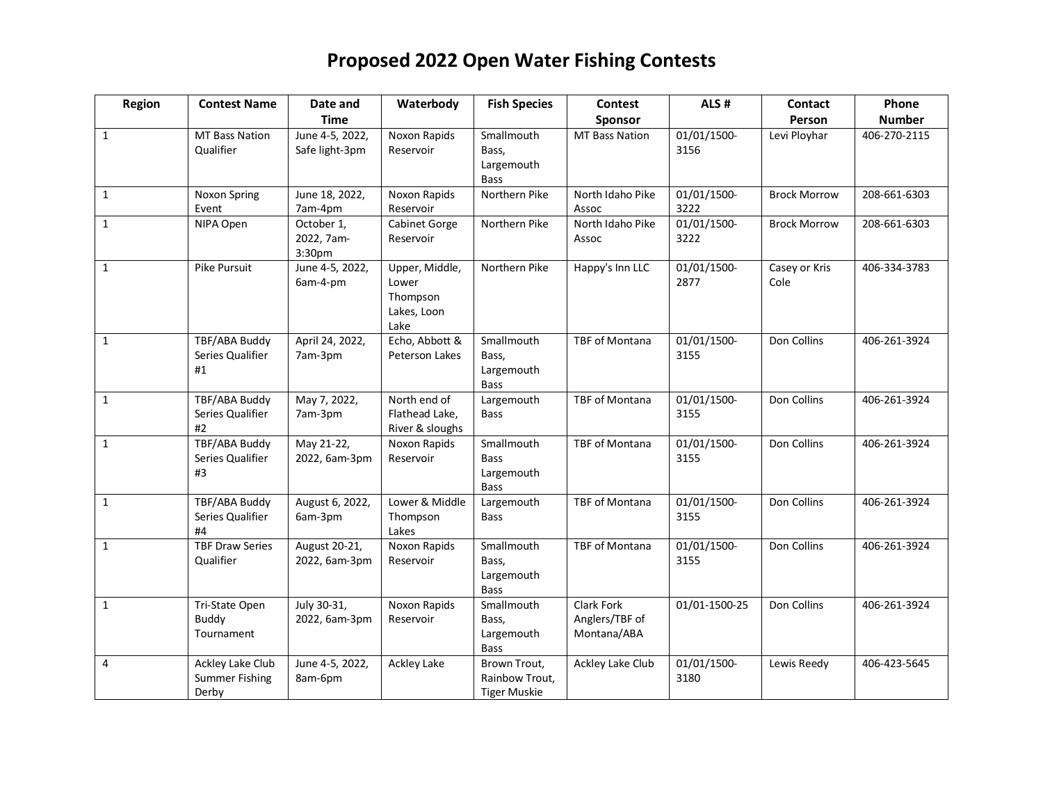# Proposed 2022 Open Water Fishing Contests

| Region | Contest Name | Date and Time | Waterbody | Fish Species | Contest Sponsor | ALS # | Contact Person | Phone Number |
|---|---|---|---|---|---|---|---|---|
| 1 | MT Bass Nation Qualifier | June 4-5, 2022, Safe light-3pm | Noxon Rapids Reservoir | Smallmouth Bass, Largemouth Bass | MT Bass Nation | 01/01/1500-3156 | Levi Ployhar | 406-270-2115 |
| 1 | Noxon Spring Event | June 18, 2022, 7am-4pm | Noxon Rapids Reservoir | Northern Pike | North Idaho Pike Assoc | 01/01/1500-3222 | Brock Morrow | 208-661-6303 |
| 1 | NIPA Open | October 1, 2022, 7am-3:30pm | Cabinet Gorge Reservoir | Northern Pike | North Idaho Pike Assoc | 01/01/1500-3222 | Brock Morrow | 208-661-6303 |
| 1 | Pike Pursuit | June 4-5, 2022, 6am-4-pm | Upper, Middle, Lower Thompson Lakes, Loon Lake | Northern Pike | Happy's Inn LLC | 01/01/1500-2877 | Casey or Kris Cole | 406-334-3783 |
| 1 | TBF/ABA Buddy Series Qualifier #1 | April 24, 2022, 7am-3pm | Echo, Abbott & Peterson Lakes | Smallmouth Bass, Largemouth Bass | TBF of Montana | 01/01/1500-3155 | Don Collins | 406-261-3924 |
| 1 | TBF/ABA Buddy Series Qualifier #2 | May 7, 2022, 7am-3pm | North end of Flathead Lake, River & sloughs | Largemouth Bass | TBF of Montana | 01/01/1500-3155 | Don Collins | 406-261-3924 |
| 1 | TBF/ABA Buddy Series Qualifier #3 | May 21-22, 2022, 6am-3pm | Noxon Rapids Reservoir | Smallmouth Bass Largemouth Bass | TBF of Montana | 01/01/1500-3155 | Don Collins | 406-261-3924 |
| 1 | TBF/ABA Buddy Series Qualifier #4 | August 6, 2022, 6am-3pm | Lower & Middle Thompson Lakes | Largemouth Bass | TBF of Montana | 01/01/1500-3155 | Don Collins | 406-261-3924 |
| 1 | TBF Draw Series Qualifier | August 20-21, 2022, 6am-3pm | Noxon Rapids Reservoir | Smallmouth Bass, Largemouth Bass | TBF of Montana | 01/01/1500-3155 | Don Collins | 406-261-3924 |
| 1 | Tri-State Open Buddy Tournament | July 30-31, 2022, 6am-3pm | Noxon Rapids Reservoir | Smallmouth Bass, Largemouth Bass | Clark Fork Anglers/TBF of Montana/ABA | 01/01-1500-25 | Don Collins | 406-261-3924 |
| 4 | Ackley Lake Club Summer Fishing Derby | June 4-5, 2022, 8am-6pm | Ackley Lake | Brown Trout, Rainbow Trout, Tiger Muskie | Ackley Lake Club | 01/01/1500-3180 | Lewis Reedy | 406-423-5645 |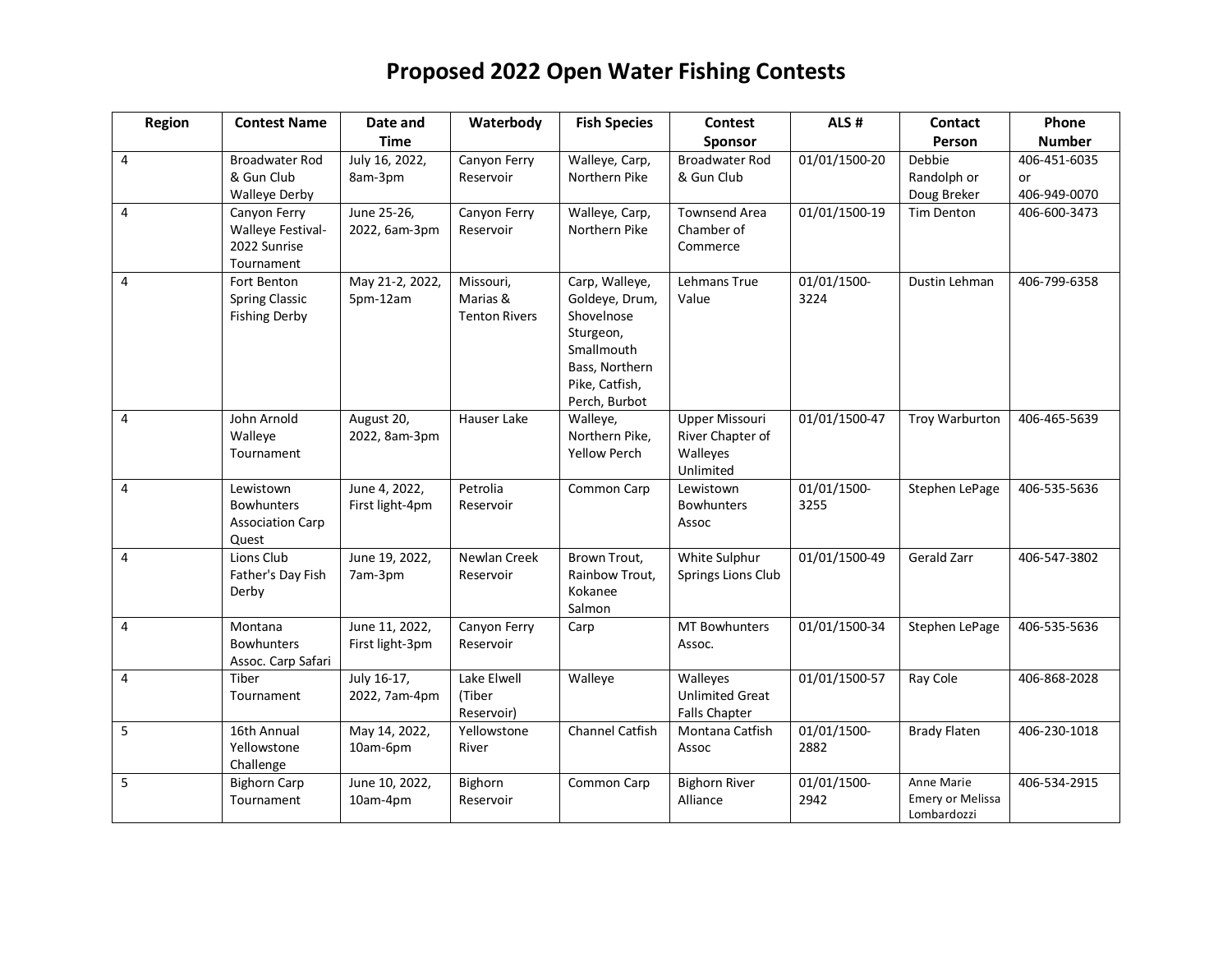# Proposed 2022 Open Water Fishing Contests

| Region | Contest Name | Date and Time | Waterbody | Fish Species | Contest Sponsor | ALS # | Contact Person | Phone Number |
|---|---|---|---|---|---|---|---|---|
| 4 | Broadwater Rod & Gun Club Walleye Derby | July 16, 2022, 8am-3pm | Canyon Ferry Reservoir | Walleye, Carp, Northern Pike | Broadwater Rod & Gun Club | 01/01/1500-20 | Debbie Randolph or Doug Breker | 406-451-6035 or 406-949-0070 |
| 4 | Canyon Ferry Walleye Festival-2022 Sunrise Tournament | June 25-26, 2022, 6am-3pm | Canyon Ferry Reservoir | Walleye, Carp, Northern Pike | Townsend Area Chamber of Commerce | 01/01/1500-19 | Tim Denton | 406-600-3473 |
| 4 | Fort Benton Spring Classic Fishing Derby | May 21-2, 2022, 5pm-12am | Missouri, Marias & Tenton Rivers | Carp, Walleye, Goldeye, Drum, Shovelnose Sturgeon, Smallmouth Bass, Northern Pike, Catfish, Perch, Burbot | Lehmans True Value | 01/01/1500-3224 | Dustin Lehman | 406-799-6358 |
| 4 | John Arnold Walleye Tournament | August 20, 2022, 8am-3pm | Hauser Lake | Walleye, Northern Pike, Yellow Perch | Upper Missouri River Chapter of Walleyes Unlimited | 01/01/1500-47 | Troy Warburton | 406-465-5639 |
| 4 | Lewistown Bowhunters Association Carp Quest | June 4, 2022, First light-4pm | Petrolia Reservoir | Common Carp | Lewistown Bowhunters Assoc | 01/01/1500-3255 | Stephen LePage | 406-535-5636 |
| 4 | Lions Club Father's Day Fish Derby | June 19, 2022, 7am-3pm | Newlan Creek Reservoir | Brown Trout, Rainbow Trout, Kokanee Salmon | White Sulphur Springs Lions Club | 01/01/1500-49 | Gerald Zarr | 406-547-3802 |
| 4 | Montana Bowhunters Assoc. Carp Safari | June 11, 2022, First light-3pm | Canyon Ferry Reservoir | Carp | MT Bowhunters Assoc. | 01/01/1500-34 | Stephen LePage | 406-535-5636 |
| 4 | Tiber Tournament | July 16-17, 2022, 7am-4pm | Lake Elwell (Tiber Reservoir) | Walleye | Walleyes Unlimited Great Falls Chapter | 01/01/1500-57 | Ray Cole | 406-868-2028 |
| 5 | 16th Annual Yellowstone Challenge | May 14, 2022, 10am-6pm | Yellowstone River | Channel Catfish | Montana Catfish Assoc | 01/01/1500-2882 | Brady Flaten | 406-230-1018 |
| 5 | Bighorn Carp Tournament | June 10, 2022, 10am-4pm | Bighorn Reservoir | Common Carp | Bighorn River Alliance | 01/01/1500-2942 | Anne Marie Emery or Melissa Lombardozzi | 406-534-2915 |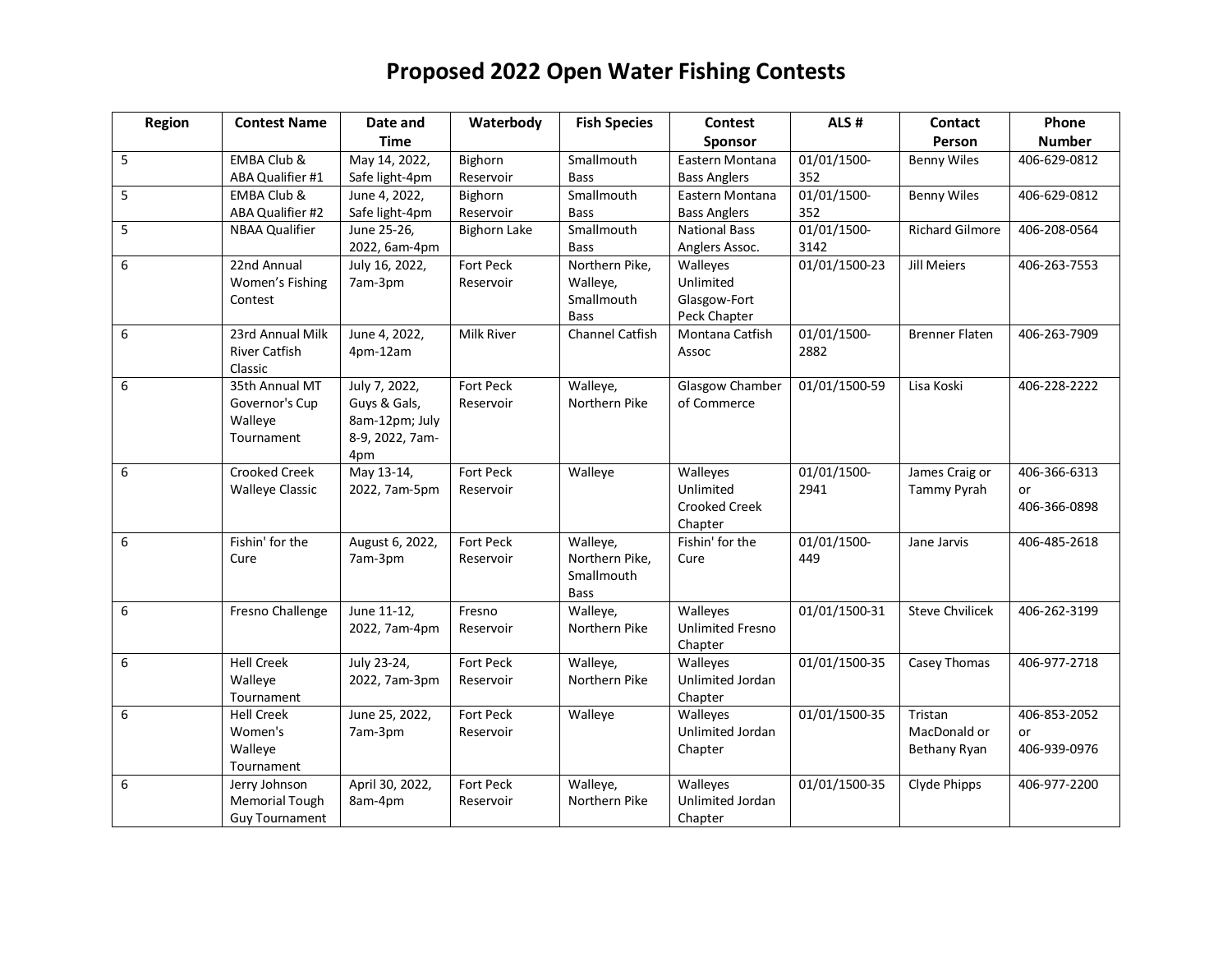# Proposed 2022 Open Water Fishing Contests

| Region | Contest Name | Date and Time | Waterbody | Fish Species | Contest Sponsor | ALS # | Contact Person | Phone Number |
|---|---|---|---|---|---|---|---|---|
| 5 | EMBA Club & ABA Qualifier #1 | May 14, 2022, Safe light-4pm | Bighorn Reservoir | Smallmouth Bass | Eastern Montana Bass Anglers | 01/01/1500-352 | Benny Wiles | 406-629-0812 |
| 5 | EMBA Club & ABA Qualifier #2 | June 4, 2022, Safe light-4pm | Bighorn Reservoir | Smallmouth Bass | Eastern Montana Bass Anglers | 01/01/1500-352 | Benny Wiles | 406-629-0812 |
| 5 | NBAA Qualifier | June 25-26, 2022, 6am-4pm | Bighorn Lake | Smallmouth Bass | National Bass Anglers Assoc. | 01/01/1500-3142 | Richard Gilmore | 406-208-0564 |
| 6 | 22nd Annual Women's Fishing Contest | July 16, 2022, 7am-3pm | Fort Peck Reservoir | Northern Pike, Walleye, Smallmouth Bass | Walleyes Unlimited Glasgow-Fort Peck Chapter | 01/01/1500-23 | Jill Meiers | 406-263-7553 |
| 6 | 23rd Annual Milk River Catfish Classic | June 4, 2022, 4pm-12am | Milk River | Channel Catfish | Montana Catfish Assoc | 01/01/1500-2882 | Brenner Flaten | 406-263-7909 |
| 6 | 35th Annual MT Governor's Cup Walleye Tournament | July 7, 2022, Guys & Gals, 8am-12pm; July 8-9, 2022, 7am-4pm | Fort Peck Reservoir | Walleye, Northern Pike | Glasgow Chamber of Commerce | 01/01/1500-59 | Lisa Koski | 406-228-2222 |
| 6 | Crooked Creek Walleye Classic | May 13-14, 2022, 7am-5pm | Fort Peck Reservoir | Walleye | Walleyes Unlimited Crooked Creek Chapter | 01/01/1500-2941 | James Craig or Tammy Pyrah | 406-366-6313 or 406-366-0898 |
| 6 | Fishin' for the Cure | August 6, 2022, 7am-3pm | Fort Peck Reservoir | Walleye, Northern Pike, Smallmouth Bass | Fishin' for the Cure | 01/01/1500-449 | Jane Jarvis | 406-485-2618 |
| 6 | Fresno Challenge | June 11-12, 2022, 7am-4pm | Fresno Reservoir | Walleye, Northern Pike | Walleyes Unlimited Fresno Chapter | 01/01/1500-31 | Steve Chvilicek | 406-262-3199 |
| 6 | Hell Creek Walleye Tournament | July 23-24, 2022, 7am-3pm | Fort Peck Reservoir | Walleye, Northern Pike | Walleyes Unlimited Jordan Chapter | 01/01/1500-35 | Casey Thomas | 406-977-2718 |
| 6 | Hell Creek Women's Walleye Tournament | June 25, 2022, 7am-3pm | Fort Peck Reservoir | Walleye | Walleyes Unlimited Jordan Chapter | 01/01/1500-35 | Tristan MacDonald or Bethany Ryan | 406-853-2052 or 406-939-0976 |
| 6 | Jerry Johnson Memorial Tough Guy Tournament | April 30, 2022, 8am-4pm | Fort Peck Reservoir | Walleye, Northern Pike | Walleyes Unlimited Jordan Chapter | 01/01/1500-35 | Clyde Phipps | 406-977-2200 |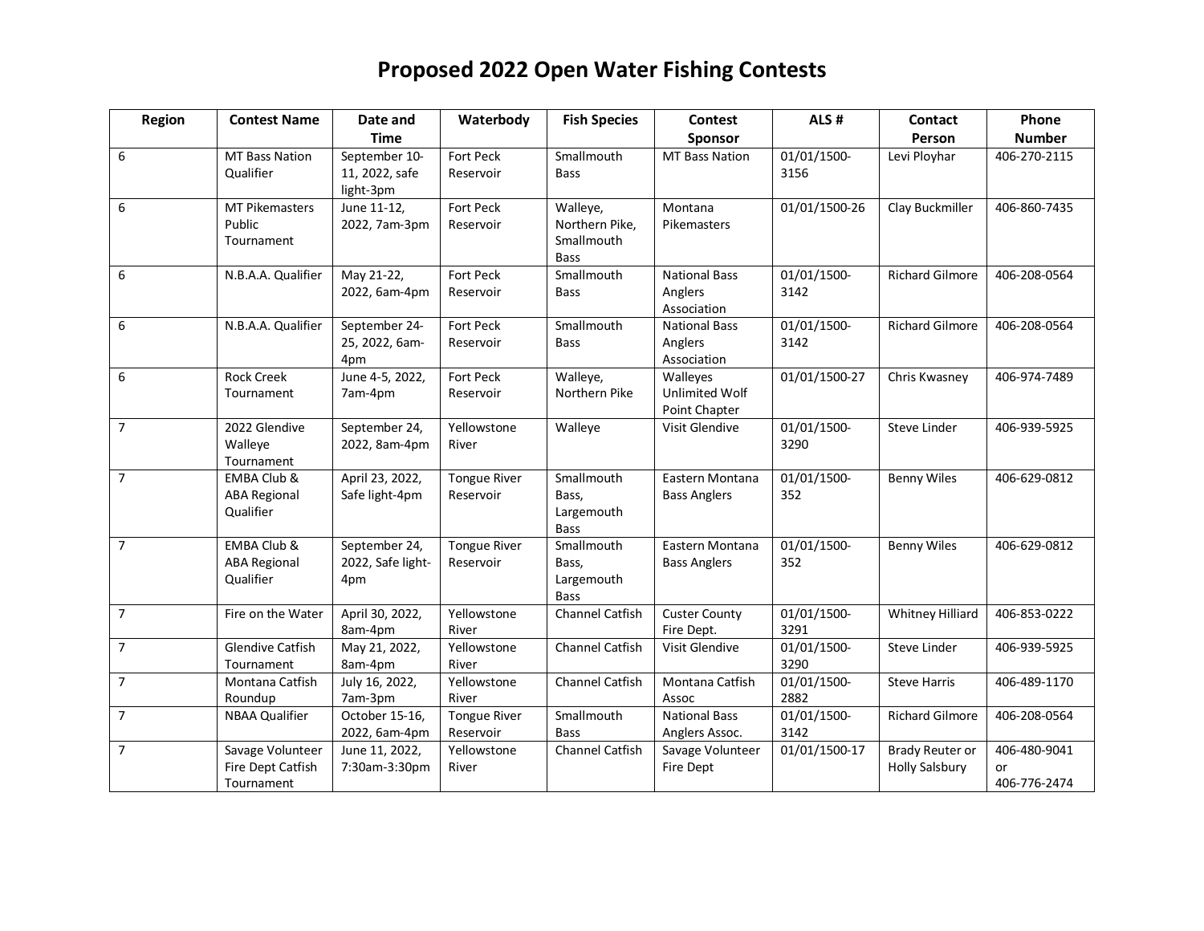# Proposed 2022 Open Water Fishing Contests

| Region | Contest Name | Date and Time | Waterbody | Fish Species | Contest Sponsor | ALS # | Contact Person | Phone Number |
|---|---|---|---|---|---|---|---|---|
| 6 | MT Bass Nation Qualifier | September 10-11, 2022, safe light-3pm | Fort Peck Reservoir | Smallmouth Bass | MT Bass Nation | 01/01/1500-3156 | Levi Ployhar | 406-270-2115 |
| 6 | MT Pikemasters Public Tournament | June 11-12, 2022, 7am-3pm | Fort Peck Reservoir | Walleye, Northern Pike, Smallmouth Bass | Montana Pikemasters | 01/01/1500-26 | Clay Buckmiller | 406-860-7435 |
| 6 | N.B.A.A. Qualifier | May 21-22, 2022, 6am-4pm | Fort Peck Reservoir | Smallmouth Bass | National Bass Anglers Association | 01/01/1500-3142 | Richard Gilmore | 406-208-0564 |
| 6 | N.B.A.A. Qualifier | September 24-25, 2022, 6am-4pm | Fort Peck Reservoir | Smallmouth Bass | National Bass Anglers Association | 01/01/1500-3142 | Richard Gilmore | 406-208-0564 |
| 6 | Rock Creek Tournament | June 4-5, 2022, 7am-4pm | Fort Peck Reservoir | Walleye, Northern Pike | Walleyes Unlimited Wolf Point Chapter | 01/01/1500-27 | Chris Kwasney | 406-974-7489 |
| 7 | 2022 Glendive Walleye Tournament | September 24, 2022, 8am-4pm | Yellowstone River | Walleye | Visit Glendive | 01/01/1500-3290 | Steve Linder | 406-939-5925 |
| 7 | EMBA Club & ABA Regional Qualifier | April 23, 2022, Safe light-4pm | Tongue River Reservoir | Smallmouth Bass, Largemouth Bass | Eastern Montana Bass Anglers | 01/01/1500-352 | Benny Wiles | 406-629-0812 |
| 7 | EMBA Club & ABA Regional Qualifier | September 24, 2022, Safe light-4pm | Tongue River Reservoir | Smallmouth Bass, Largemouth Bass | Eastern Montana Bass Anglers | 01/01/1500-352 | Benny Wiles | 406-629-0812 |
| 7 | Fire on the Water | April 30, 2022, 8am-4pm | Yellowstone River | Channel Catfish | Custer County Fire Dept. | 01/01/1500-3291 | Whitney Hilliard | 406-853-0222 |
| 7 | Glendive Catfish Tournament | May 21, 2022, 8am-4pm | Yellowstone River | Channel Catfish | Visit Glendive | 01/01/1500-3290 | Steve Linder | 406-939-5925 |
| 7 | Montana Catfish Roundup | July 16, 2022, 7am-3pm | Yellowstone River | Channel Catfish | Montana Catfish Assoc | 01/01/1500-2882 | Steve Harris | 406-489-1170 |
| 7 | NBAA Qualifier | October 15-16, 2022, 6am-4pm | Tongue River Reservoir | Smallmouth Bass | National Bass Anglers Assoc. | 01/01/1500-3142 | Richard Gilmore | 406-208-0564 |
| 7 | Savage Volunteer Fire Dept Catfish Tournament | June 11, 2022, 7:30am-3:30pm | Yellowstone River | Channel Catfish | Savage Volunteer Fire Dept | 01/01/1500-17 | Brady Reuter or Holly Salsbury | 406-480-9041 or 406-776-2474 |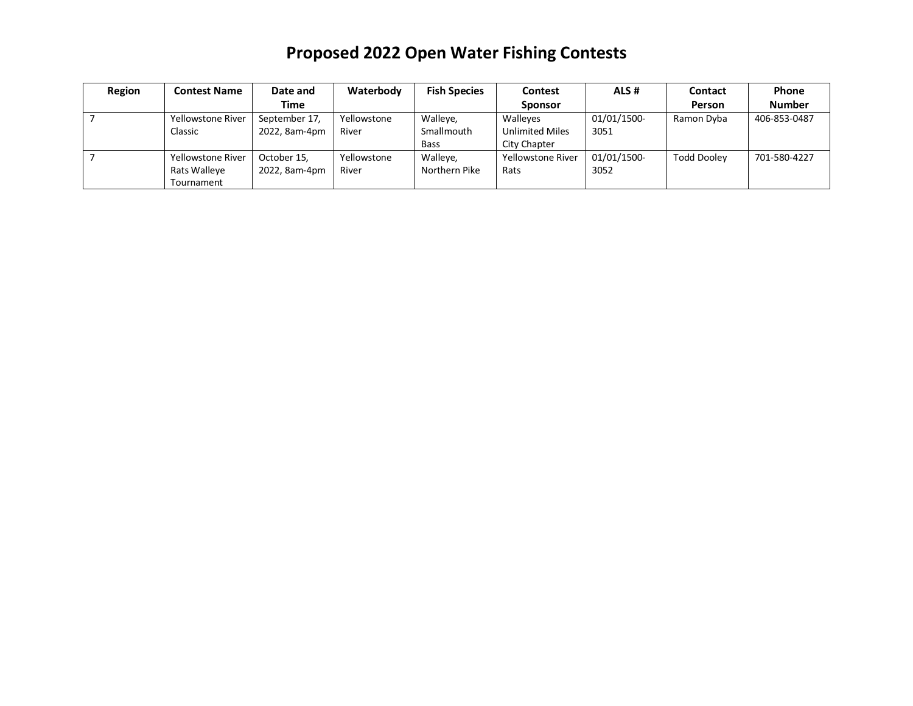# Proposed 2022 Open Water Fishing Contests

| Region | Contest Name | Date and Time | Waterbody | Fish Species | Contest Sponsor | ALS # | Contact Person | Phone Number |
|---|---|---|---|---|---|---|---|---|
| 7 | Yellowstone River Classic | September 17, 2022, 8am-4pm | Yellowstone River | Walleye, Smallmouth Bass | Walleyes Unlimited Miles City Chapter | 01/01/1500-3051 | Ramon Dyba | 406-853-0487 |
| 7 | Yellowstone River Rats Walleye Tournament | October 15, 2022, 8am-4pm | Yellowstone River | Walleye, Northern Pike | Yellowstone River Rats | 01/01/1500-3052 | Todd Dooley | 701-580-4227 |